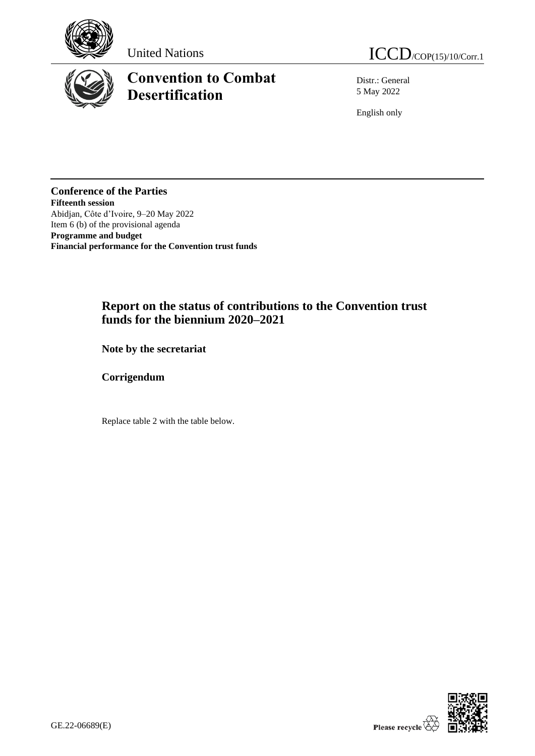United Nations

ICCD/COP(15)/10/Corr.1

# Convention to Combat Desertification

Distr.: General
5 May 2022

English only

**Conference of the Parties**
**Fifteenth session**
Abidjan, Côte d'Ivoire, 9–20 May 2022
Item 6 (b) of the provisional agenda
**Programme and budget**
**Financial performance for the Convention trust funds**

## Report on the status of contributions to the Convention trust funds for the biennium 2020–2021

### Note by the secretariat

### Corrigendum

Replace table 2 with the table below.

GE.22-06689(E)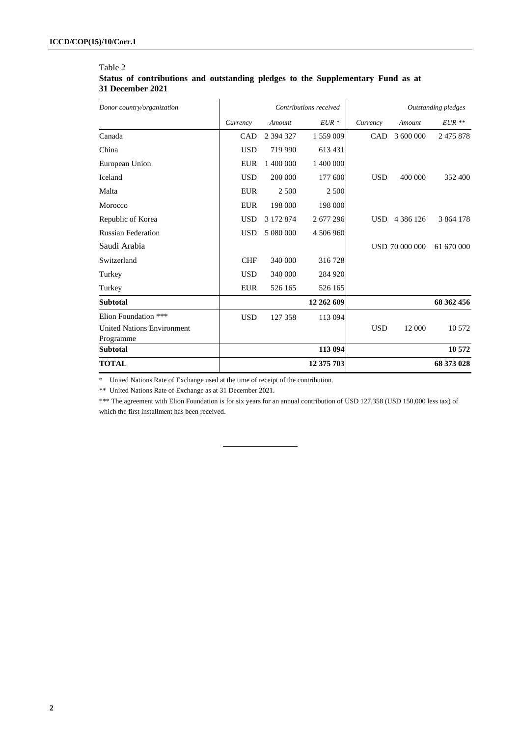Table 2

**Status of contributions and outstanding pledges to the Supplementary Fund as at 31 December 2021**

| *Donor country/organization* | *Contributions received* | | | *Outstanding pledges* | | |
|---|---|---|---|---|---|---|
| | *Currency* | *Amount* | *EUR \** | *Currency* | *Amount* | *EUR \*\** |
| Canada | CAD | 2 394 327 | 1 559 009 | CAD | 3 600 000 | 2 475 878 |
| China | USD | 719 990 | 613 431 | | | |
| European Union | EUR | 1 400 000 | 1 400 000 | | | |
| Iceland | USD | 200 000 | 177 600 | USD | 400 000 | 352 400 |
| Malta | EUR | 2 500 | 2 500 | | | |
| Morocco | EUR | 198 000 | 198 000 | | | |
| Republic of Korea | USD | 3 172 874 | 2 677 296 | USD | 4 386 126 | 3 864 178 |
| Russian Federation | USD | 5 080 000 | 4 506 960 | | | |
| Saudi Arabia | | | | USD | 70 000 000 | 61 670 000 |
| Switzerland | CHF | 340 000 | 316 728 | | | |
| Turkey | USD | 340 000 | 284 920 | | | |
| Turkey | EUR | 526 165 | 526 165 | | | |
| **Subtotal** | | | **12 262 609** | | | **68 362 456** |
| Elion Foundation \*\*\* | USD | 127 358 | 113 094 | | | |
| United Nations Environment Programme | | | | USD | 12 000 | 10 572 |
| **Subtotal** | | | **113 094** | | | **10 572** |
| **TOTAL** | | | **12 375 703** | | | **68 373 028** |

\* United Nations Rate of Exchange used at the time of receipt of the contribution.

\*\* United Nations Rate of Exchange as at 31 December 2021.

\*\*\* The agreement with Elion Foundation is for six years for an annual contribution of USD 127,358 (USD 150,000 less tax) of which the first installment has been received.